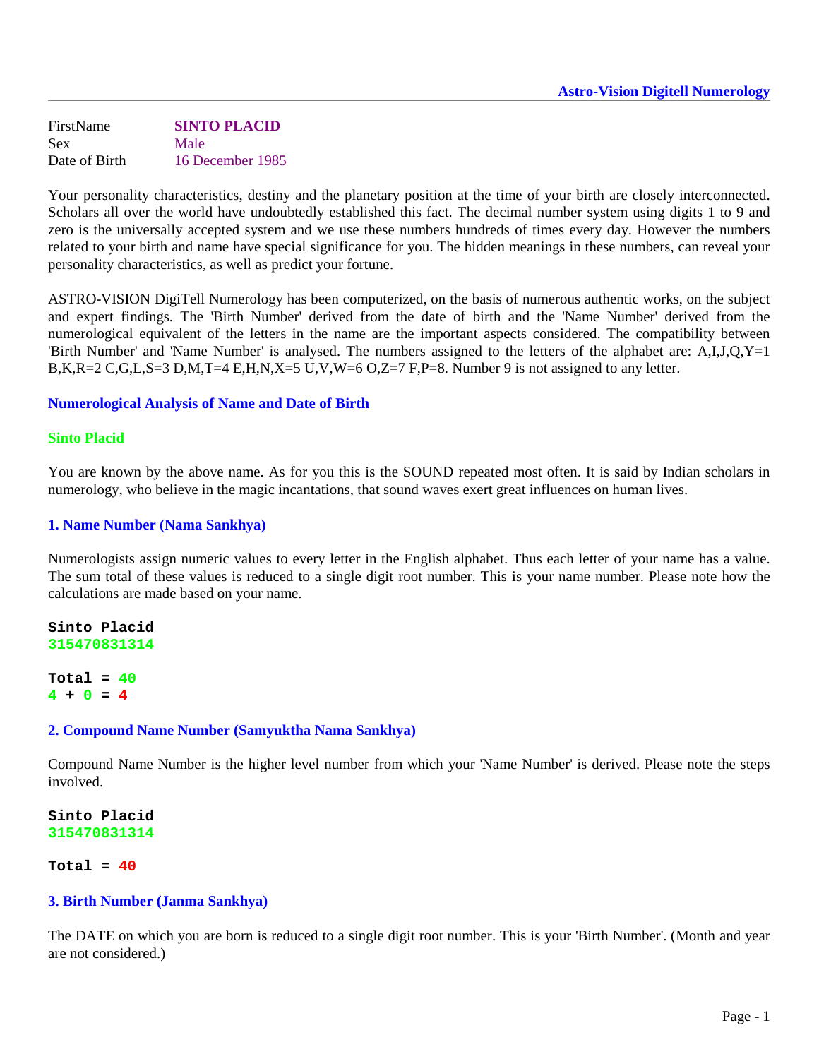Astro-Vision Digitell Numerology

| FirstName | **SINTO PLACID** |
| --- | --- |
| Sex | Male |
| Date of Birth | 16 December 1985 |

Your personality characteristics, destiny and the planetary position at the time of your birth are closely interconnected. Scholars all over the world have undoubtedly established this fact. The decimal number system using digits 1 to 9 and zero is the universally accepted system and we use these numbers hundreds of times every day. However the numbers related to your birth and name have special significance for you. The hidden meanings in these numbers, can reveal your personality characteristics, as well as predict your fortune.

ASTRO-VISION DigiTell Numerology has been computerized, on the basis of numerous authentic works, on the subject and expert findings. The 'Birth Number' derived from the date of birth and the 'Name Number' derived from the numerological equivalent of the letters in the name are the important aspects considered. The compatibility between 'Birth Number' and 'Name Number' is analysed. The numbers assigned to the letters of the alphabet are: A,I,J,Q,Y=1 B,K,R=2 C,G,L,S=3 D,M,T=4 E,H,N,X=5 U,V,W=6 O,Z=7 F,P=8. Number 9 is not assigned to any letter.

## Numerological Analysis of Name and Date of Birth

### Sinto Placid

You are known by the above name. As for you this is the SOUND repeated most often. It is said by Indian scholars in numerology, who believe in the magic incantations, that sound waves exert great influences on human lives.

### 1. Name Number (Nama Sankhya)

Numerologists assign numeric values to every letter in the English alphabet. Thus each letter of your name has a value. The sum total of these values is reduced to a single digit root number. This is your name number. Please note how the calculations are made based on your name.

```
Sinto Placid
315470831314

Total = 40
4 + 0 = 4
```

### 2. Compound Name Number (Samyuktha Nama Sankhya)

Compound Name Number is the higher level number from which your 'Name Number' is derived. Please note the steps involved.

```
Sinto Placid
315470831314

Total = 40
```

### 3. Birth Number (Janma Sankhya)

The DATE on which you are born is reduced to a single digit root number. This is your 'Birth Number'. (Month and year are not considered.)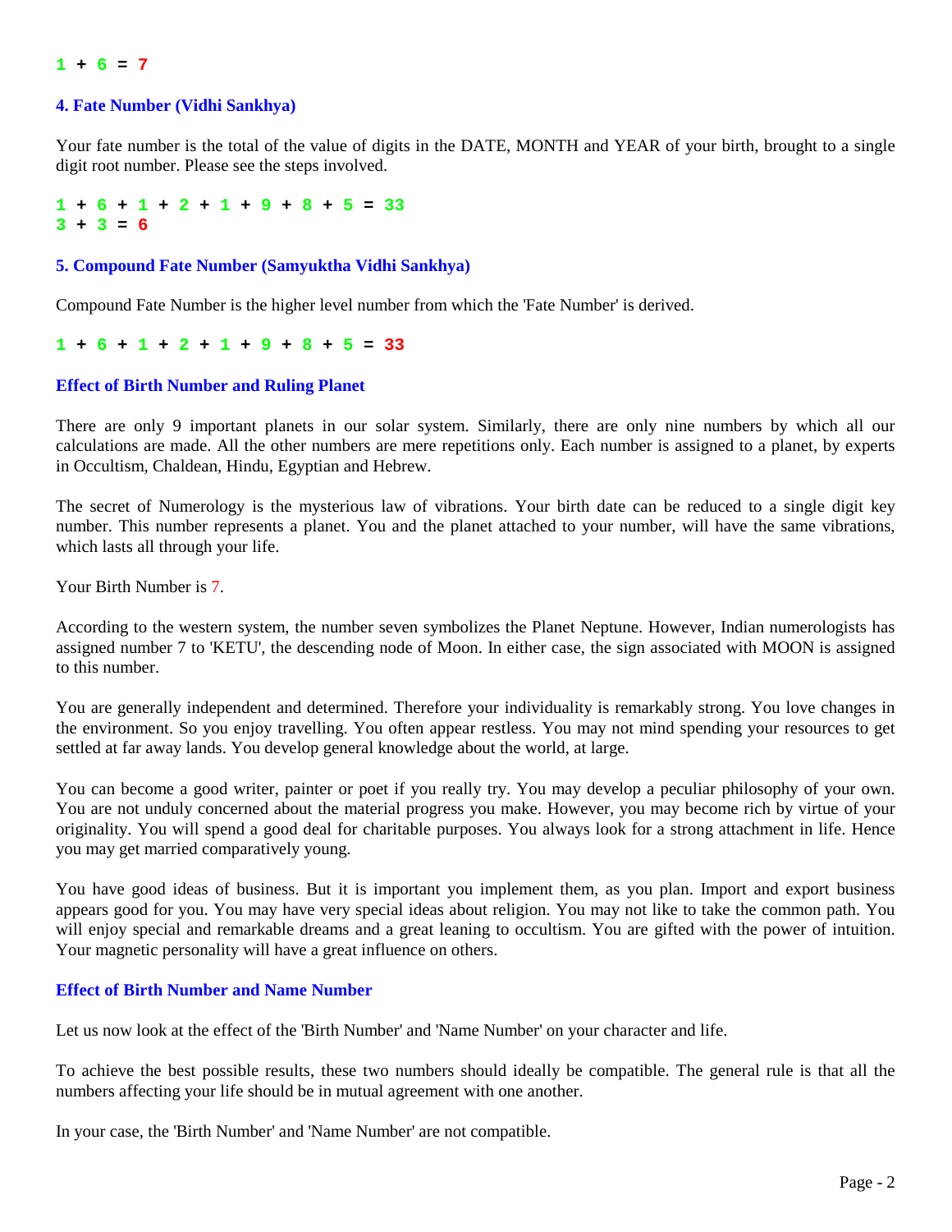**1 + 6 = 7**

### 4. Fate Number (Vidhi Sankhya)

Your fate number is the total of the value of digits in the DATE, MONTH and YEAR of your birth, brought to a single digit root number. Please see the steps involved.

**1 + 6 + 1 + 2 + 1 + 9 + 8 + 5 = 33**
**3 + 3 = 6**

### 5. Compound Fate Number (Samyuktha Vidhi Sankhya)

Compound Fate Number is the higher level number from which the 'Fate Number' is derived.

**1 + 6 + 1 + 2 + 1 + 9 + 8 + 5 = 33**

### Effect of Birth Number and Ruling Planet

There are only 9 important planets in our solar system. Similarly, there are only nine numbers by which all our calculations are made. All the other numbers are mere repetitions only. Each number is assigned to a planet, by experts in Occultism, Chaldean, Hindu, Egyptian and Hebrew.

The secret of Numerology is the mysterious law of vibrations. Your birth date can be reduced to a single digit key number. This number represents a planet. You and the planet attached to your number, will have the same vibrations, which lasts all through your life.

Your Birth Number is 7.

According to the western system, the number seven symbolizes the Planet Neptune. However, Indian numerologists has assigned number 7 to 'KETU', the descending node of Moon. In either case, the sign associated with MOON is assigned to this number.

You are generally independent and determined. Therefore your individuality is remarkably strong. You love changes in the environment. So you enjoy travelling. You often appear restless. You may not mind spending your resources to get settled at far away lands. You develop general knowledge about the world, at large.

You can become a good writer, painter or poet if you really try. You may develop a peculiar philosophy of your own. You are not unduly concerned about the material progress you make. However, you may become rich by virtue of your originality. You will spend a good deal for charitable purposes. You always look for a strong attachment in life. Hence you may get married comparatively young.

You have good ideas of business. But it is important you implement them, as you plan. Import and export business appears good for you. You may have very special ideas about religion. You may not like to take the common path. You will enjoy special and remarkable dreams and a great leaning to occultism. You are gifted with the power of intuition. Your magnetic personality will have a great influence on others.

### Effect of Birth Number and Name Number

Let us now look at the effect of the 'Birth Number' and 'Name Number' on your character and life.

To achieve the best possible results, these two numbers should ideally be compatible. The general rule is that all the numbers affecting your life should be in mutual agreement with one another.

In your case, the 'Birth Number' and 'Name Number' are not compatible.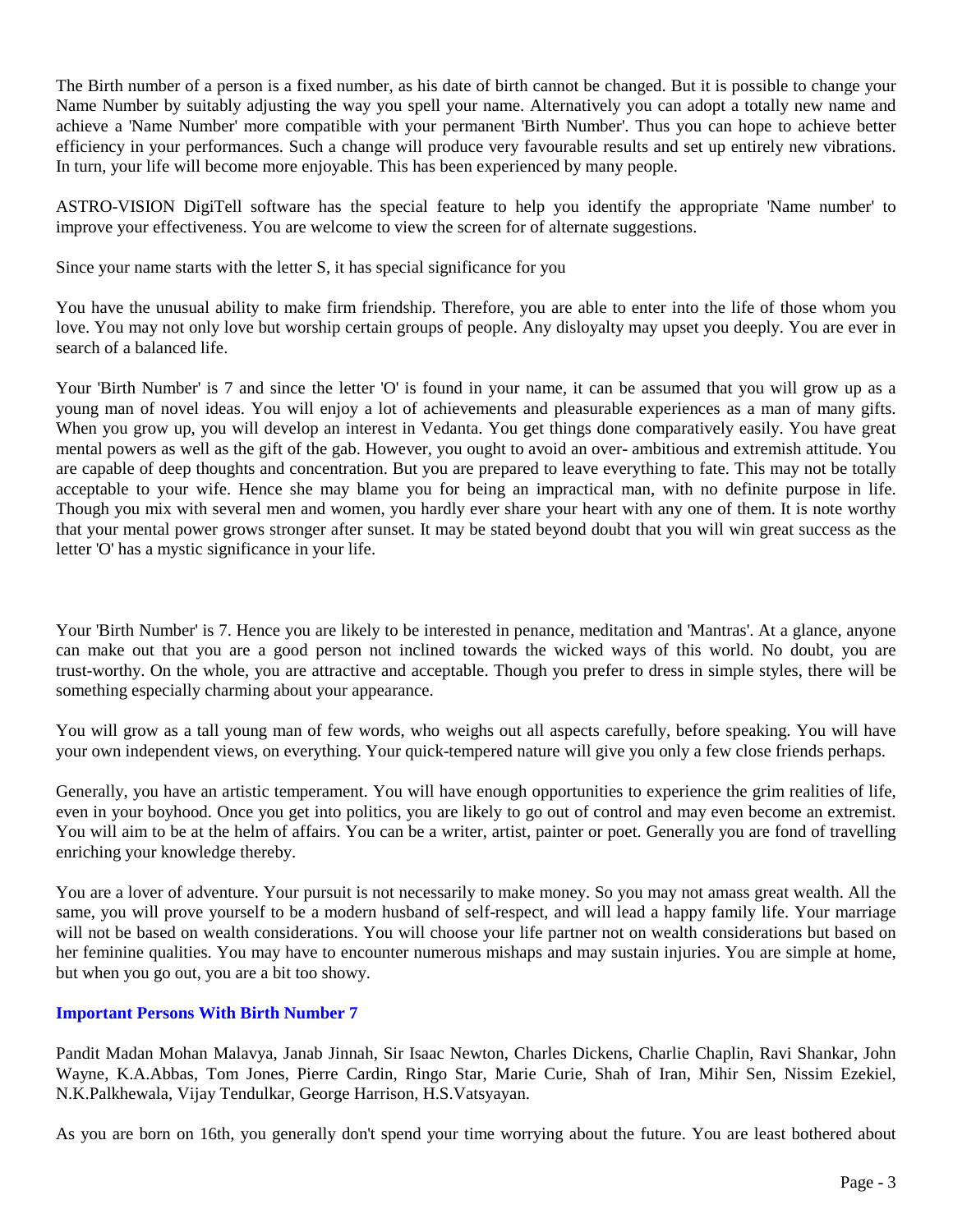The Birth number of a person is a fixed number, as his date of birth cannot be changed. But it is possible to change your Name Number by suitably adjusting the way you spell your name. Alternatively you can adopt a totally new name and achieve a 'Name Number' more compatible with your permanent 'Birth Number'. Thus you can hope to achieve better efficiency in your performances. Such a change will produce very favourable results and set up entirely new vibrations. In turn, your life will become more enjoyable. This has been experienced by many people.

ASTRO-VISION DigiTell software has the special feature to help you identify the appropriate 'Name number' to improve your effectiveness. You are welcome to view the screen for of alternate suggestions.

Since your name starts with the letter S, it has special significance for you

You have the unusual ability to make firm friendship. Therefore, you are able to enter into the life of those whom you love. You may not only love but worship certain groups of people. Any disloyalty may upset you deeply. You are ever in search of a balanced life.

Your 'Birth Number' is 7 and since the letter 'O' is found in your name, it can be assumed that you will grow up as a young man of novel ideas. You will enjoy a lot of achievements and pleasurable experiences as a man of many gifts. When you grow up, you will develop an interest in Vedanta. You get things done comparatively easily. You have great mental powers as well as the gift of the gab. However, you ought to avoid an over- ambitious and extremish attitude. You are capable of deep thoughts and concentration. But you are prepared to leave everything to fate. This may not be totally acceptable to your wife. Hence she may blame you for being an impractical man, with no definite purpose in life. Though you mix with several men and women, you hardly ever share your heart with any one of them. It is note worthy that your mental power grows stronger after sunset. It may be stated beyond doubt that you will win great success as the letter 'O' has a mystic significance in your life.

Your 'Birth Number' is 7. Hence you are likely to be interested in penance, meditation and 'Mantras'. At a glance, anyone can make out that you are a good person not inclined towards the wicked ways of this world. No doubt, you are trust-worthy. On the whole, you are attractive and acceptable. Though you prefer to dress in simple styles, there will be something especially charming about your appearance.

You will grow as a tall young man of few words, who weighs out all aspects carefully, before speaking. You will have your own independent views, on everything. Your quick-tempered nature will give you only a few close friends perhaps.

Generally, you have an artistic temperament. You will have enough opportunities to experience the grim realities of life, even in your boyhood. Once you get into politics, you are likely to go out of control and may even become an extremist. You will aim to be at the helm of affairs. You can be a writer, artist, painter or poet. Generally you are fond of travelling enriching your knowledge thereby.

You are a lover of adventure. Your pursuit is not necessarily to make money. So you may not amass great wealth. All the same, you will prove yourself to be a modern husband of self-respect, and will lead a happy family life. Your marriage will not be based on wealth considerations. You will choose your life partner not on wealth considerations but based on her feminine qualities. You may have to encounter numerous mishaps and may sustain injuries. You are simple at home, but when you go out, you are a bit too showy.

### Important Persons With Birth Number 7

Pandit Madan Mohan Malavya, Janab Jinnah, Sir Isaac Newton, Charles Dickens, Charlie Chaplin, Ravi Shankar, John Wayne, K.A.Abbas, Tom Jones, Pierre Cardin, Ringo Star, Marie Curie, Shah of Iran, Mihir Sen, Nissim Ezekiel, N.K.Palkhewala, Vijay Tendulkar, George Harrison, H.S.Vatsyayan.

As you are born on 16th, you generally don't spend your time worrying about the future. You are least bothered about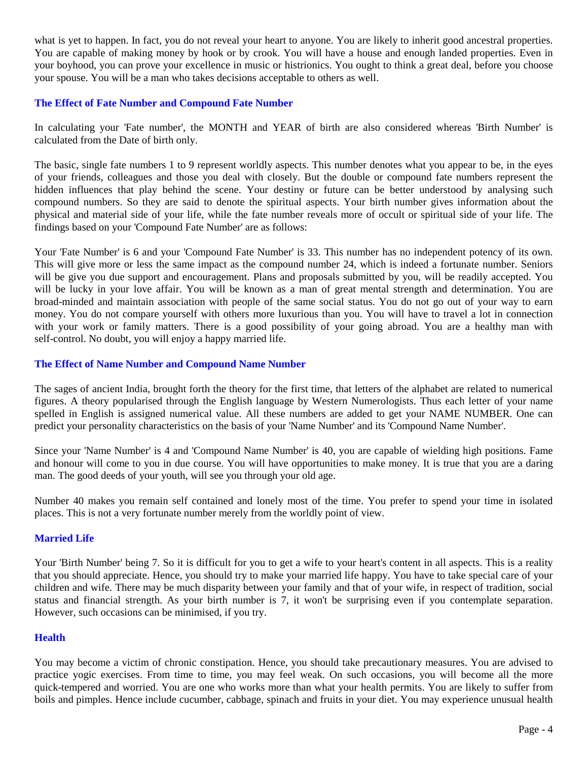what is yet to happen. In fact, you do not reveal your heart to anyone. You are likely to inherit good ancestral properties. You are capable of making money by hook or by crook. You will have a house and enough landed properties. Even in your boyhood, you can prove your excellence in music or histrionics. You ought to think a great deal, before you choose your spouse. You will be a man who takes decisions acceptable to others as well.

### The Effect of Fate Number and Compound Fate Number

In calculating your 'Fate number', the MONTH and YEAR of birth are also considered whereas 'Birth Number' is calculated from the Date of birth only.

The basic, single fate numbers 1 to 9 represent worldly aspects. This number denotes what you appear to be, in the eyes of your friends, colleagues and those you deal with closely. But the double or compound fate numbers represent the hidden influences that play behind the scene. Your destiny or future can be better understood by analysing such compound numbers. So they are said to denote the spiritual aspects. Your birth number gives information about the physical and material side of your life, while the fate number reveals more of occult or spiritual side of your life. The findings based on your 'Compound Fate Number' are as follows:

Your 'Fate Number' is 6 and your 'Compound Fate Number' is 33. This number has no independent potency of its own. This will give more or less the same impact as the compound number 24, which is indeed a fortunate number. Seniors will be give you due support and encouragement. Plans and proposals submitted by you, will be readily accepted. You will be lucky in your love affair. You will be known as a man of great mental strength and determination. You are broad-minded and maintain association with people of the same social status. You do not go out of your way to earn money. You do not compare yourself with others more luxurious than you. You will have to travel a lot in connection with your work or family matters. There is a good possibility of your going abroad. You are a healthy man with self-control. No doubt, you will enjoy a happy married life.

### The Effect of Name Number and Compound Name Number

The sages of ancient India, brought forth the theory for the first time, that letters of the alphabet are related to numerical figures. A theory popularised through the English language by Western Numerologists. Thus each letter of your name spelled in English is assigned numerical value. All these numbers are added to get your NAME NUMBER. One can predict your personality characteristics on the basis of your 'Name Number' and its 'Compound Name Number'.

Since your 'Name Number' is 4 and 'Compound Name Number' is 40, you are capable of wielding high positions. Fame and honour will come to you in due course. You will have opportunities to make money. It is true that you are a daring man. The good deeds of your youth, will see you through your old age.

Number 40 makes you remain self contained and lonely most of the time. You prefer to spend your time in isolated places. This is not a very fortunate number merely from the worldly point of view.

### Married Life

Your 'Birth Number' being 7. So it is difficult for you to get a wife to your heart's content in all aspects. This is a reality that you should appreciate. Hence, you should try to make your married life happy. You have to take special care of your children and wife. There may be much disparity between your family and that of your wife, in respect of tradition, social status and financial strength. As your birth number is 7, it won't be surprising even if you contemplate separation. However, such occasions can be minimised, if you try.

### Health

You may become a victim of chronic constipation. Hence, you should take precautionary measures. You are advised to practice yogic exercises. From time to time, you may feel weak. On such occasions, you will become all the more quick-tempered and worried. You are one who works more than what your health permits. You are likely to suffer from boils and pimples. Hence include cucumber, cabbage, spinach and fruits in your diet. You may experience unusual health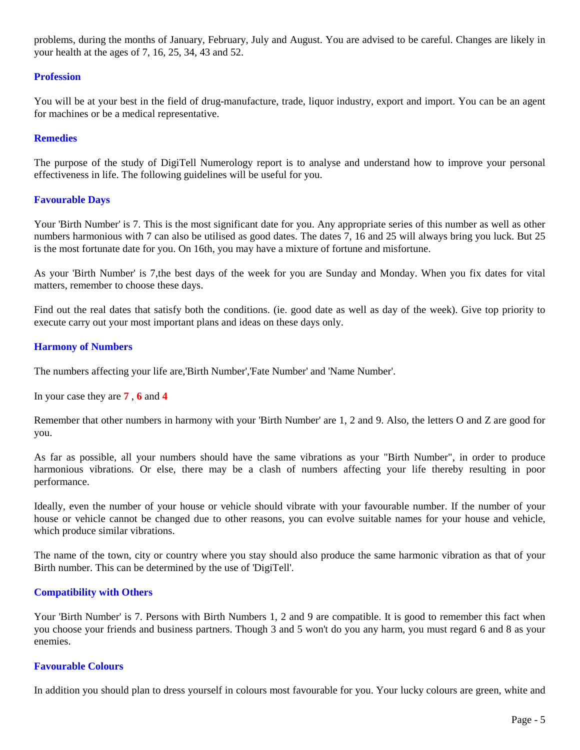problems, during the months of January, February, July and August. You are advised to be careful. Changes are likely in your health at the ages of 7, 16, 25, 34, 43 and 52.

## Profession

You will be at your best in the field of drug-manufacture, trade, liquor industry, export and import. You can be an agent for machines or be a medical representative.

## Remedies

The purpose of the study of DigiTell Numerology report is to analyse and understand how to improve your personal effectiveness in life. The following guidelines will be useful for you.

## Favourable Days

Your 'Birth Number' is 7. This is the most significant date for you. Any appropriate series of this number as well as other numbers harmonious with 7 can also be utilised as good dates. The dates 7, 16 and 25 will always bring you luck. But 25 is the most fortunate date for you. On 16th, you may have a mixture of fortune and misfortune.

As your 'Birth Number' is 7,the best days of the week for you are Sunday and Monday. When you fix dates for vital matters, remember to choose these days.

Find out the real dates that satisfy both the conditions. (ie. good date as well as day of the week). Give top priority to execute carry out your most important plans and ideas on these days only.

## Harmony of Numbers

The numbers affecting your life are,'Birth Number','Fate Number' and 'Name Number'.

In your case they are **7** , **6** and **4**

Remember that other numbers in harmony with your 'Birth Number' are 1, 2 and 9. Also, the letters O and Z are good for you.

As far as possible, all your numbers should have the same vibrations as your "Birth Number", in order to produce harmonious vibrations. Or else, there may be a clash of numbers affecting your life thereby resulting in poor performance.

Ideally, even the number of your house or vehicle should vibrate with your favourable number. If the number of your house or vehicle cannot be changed due to other reasons, you can evolve suitable names for your house and vehicle, which produce similar vibrations.

The name of the town, city or country where you stay should also produce the same harmonic vibration as that of your Birth number. This can be determined by the use of 'DigiTell'.

## Compatibility with Others

Your 'Birth Number' is 7. Persons with Birth Numbers 1, 2 and 9 are compatible. It is good to remember this fact when you choose your friends and business partners. Though 3 and 5 won't do you any harm, you must regard 6 and 8 as your enemies.

## Favourable Colours

In addition you should plan to dress yourself in colours most favourable for you. Your lucky colours are green, white and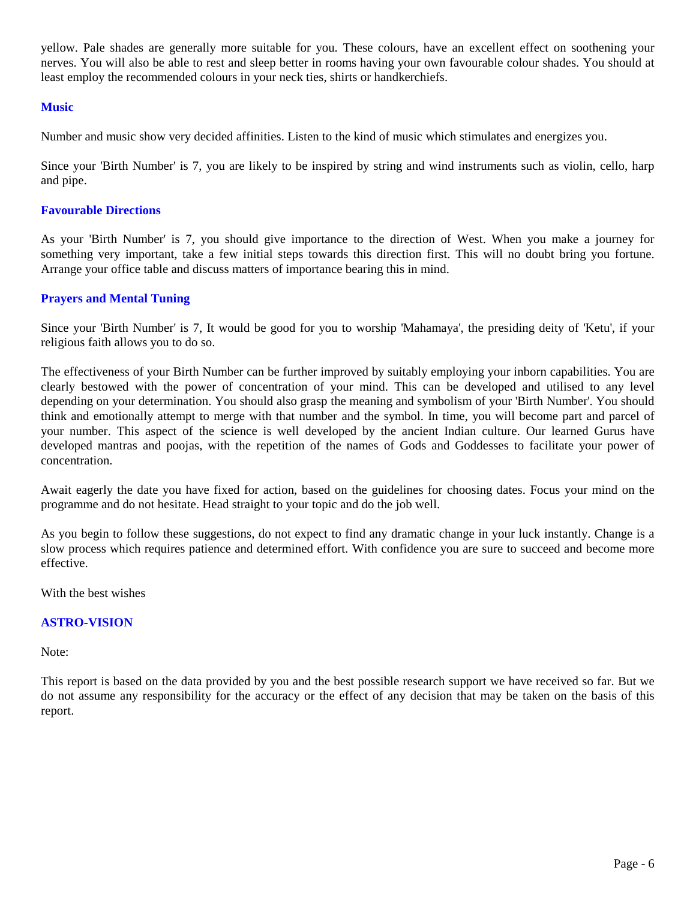yellow. Pale shades are generally more suitable for you. These colours, have an excellent effect on soothening your nerves. You will also be able to rest and sleep better in rooms having your own favourable colour shades. You should at least employ the recommended colours in your neck ties, shirts or handkerchiefs.

### Music

Number and music show very decided affinities. Listen to the kind of music which stimulates and energizes you.

Since your 'Birth Number' is 7, you are likely to be inspired by string and wind instruments such as violin, cello, harp and pipe.

### Favourable Directions

As your 'Birth Number' is 7, you should give importance to the direction of West. When you make a journey for something very important, take a few initial steps towards this direction first. This will no doubt bring you fortune. Arrange your office table and discuss matters of importance bearing this in mind.

### Prayers and Mental Tuning

Since your 'Birth Number' is 7, It would be good for you to worship 'Mahamaya', the presiding deity of 'Ketu', if your religious faith allows you to do so.

The effectiveness of your Birth Number can be further improved by suitably employing your inborn capabilities. You are clearly bestowed with the power of concentration of your mind. This can be developed and utilised to any level depending on your determination. You should also grasp the meaning and symbolism of your 'Birth Number'. You should think and emotionally attempt to merge with that number and the symbol. In time, you will become part and parcel of your number. This aspect of the science is well developed by the ancient Indian culture. Our learned Gurus have developed mantras and poojas, with the repetition of the names of Gods and Goddesses to facilitate your power of concentration.

Await eagerly the date you have fixed for action, based on the guidelines for choosing dates. Focus your mind on the programme and do not hesitate. Head straight to your topic and do the job well.

As you begin to follow these suggestions, do not expect to find any dramatic change in your luck instantly. Change is a slow process which requires patience and determined effort. With confidence you are sure to succeed and become more effective.

With the best wishes

### ASTRO-VISION

Note:

This report is based on the data provided by you and the best possible research support we have received so far. But we do not assume any responsibility for the accuracy or the effect of any decision that may be taken on the basis of this report.